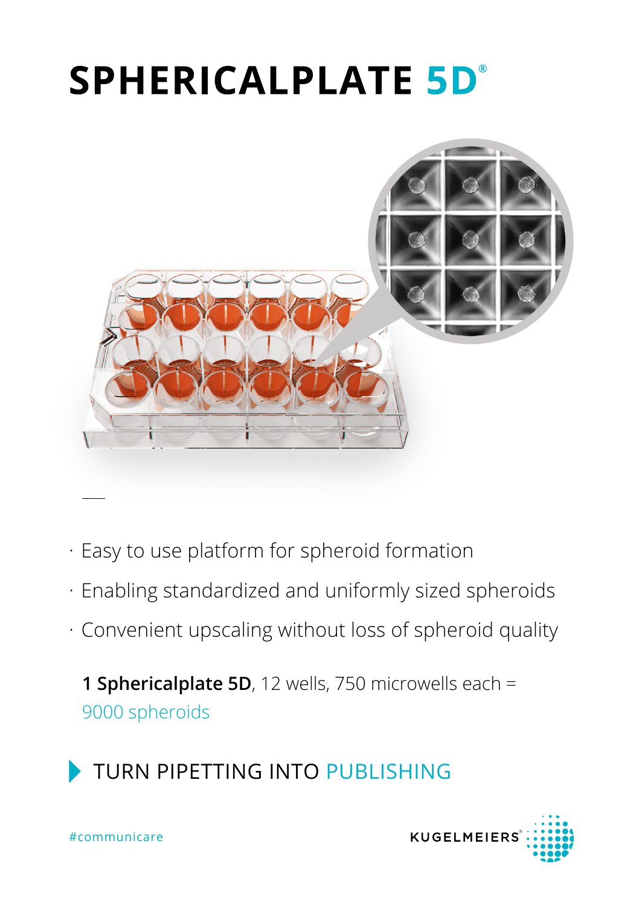# SPHERICALPLATE 5D®

- Easy to use platform for spheroid formation
- Enabling standardized and uniformly sized spheroids
- Convenient upscaling without loss of spheroid quality

**1 Sphericalplate 5D**, 12 wells, 750 microwells each = 9000 spheroids

## TURN PIPETTING INTO PUBLISHING

#communicare

KUGELMEIERS®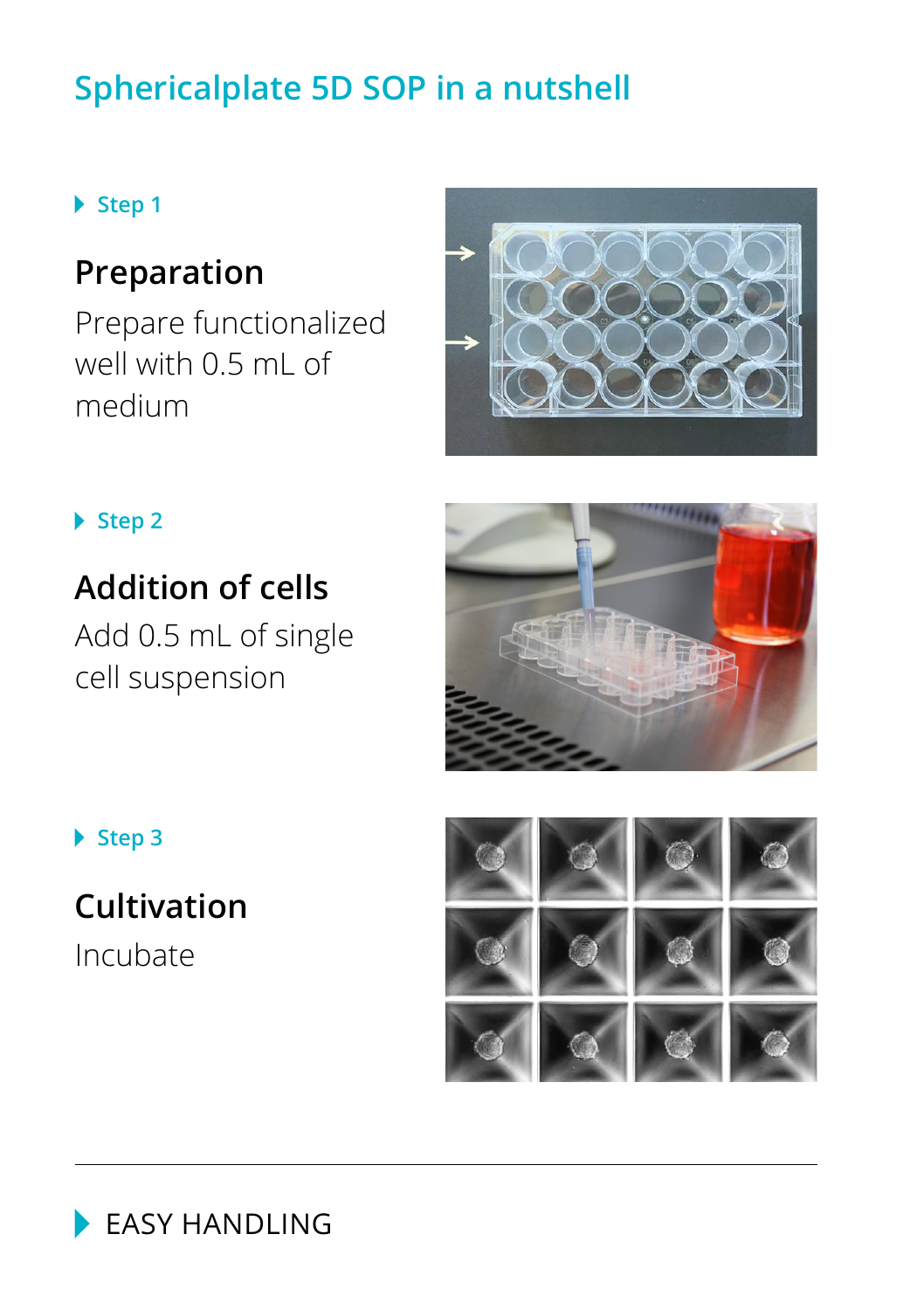# Sphericalplate 5D SOP in a nutshell

Step 1

## Preparation

Prepare functionalized well with 0.5 mL of medium

Step 2

## Addition of cells

Add 0.5 mL of single cell suspension

Step 3

## Cultivation

Incubate

---

EASY HANDLING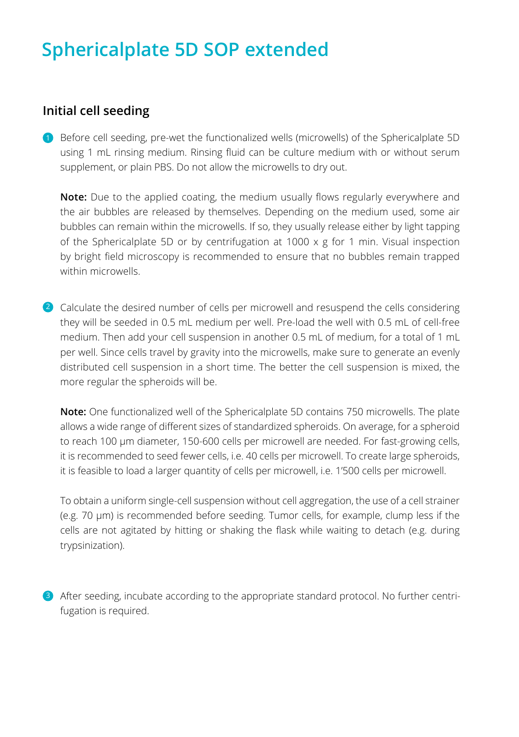# Sphericalplate 5D SOP extended

## Initial cell seeding

1. Before cell seeding, pre-wet the functionalized wells (microwells) of the Sphericalplate 5D using 1 mL rinsing medium. Rinsing fluid can be culture medium with or without serum supplement, or plain PBS. Do not allow the microwells to dry out.

   **Note:** Due to the applied coating, the medium usually flows regularly everywhere and the air bubbles are released by themselves. Depending on the medium used, some air bubbles can remain within the microwells. If so, they usually release either by light tapping of the Sphericalplate 5D or by centrifugation at 1000 x g for 1 min. Visual inspection by bright field microscopy is recommended to ensure that no bubbles remain trapped within microwells.

2. Calculate the desired number of cells per microwell and resuspend the cells considering they will be seeded in 0.5 mL medium per well. Pre-load the well with 0.5 mL of cell-free medium. Then add your cell suspension in another 0.5 mL of medium, for a total of 1 mL per well. Since cells travel by gravity into the microwells, make sure to generate an evenly distributed cell suspension in a short time. The better the cell suspension is mixed, the more regular the spheroids will be.

   **Note:** One functionalized well of the Sphericalplate 5D contains 750 microwells. The plate allows a wide range of different sizes of standardized spheroids. On average, for a spheroid to reach 100 µm diameter, 150-600 cells per microwell are needed. For fast-growing cells, it is recommended to seed fewer cells, i.e. 40 cells per microwell. To create large spheroids, it is feasible to load a larger quantity of cells per microwell, i.e. 1'500 cells per microwell.

   To obtain a uniform single-cell suspension without cell aggregation, the use of a cell strainer (e.g. 70 µm) is recommended before seeding. Tumor cells, for example, clump less if the cells are not agitated by hitting or shaking the flask while waiting to detach (e.g. during trypsinization).

3. After seeding, incubate according to the appropriate standard protocol. No further centrifugation is required.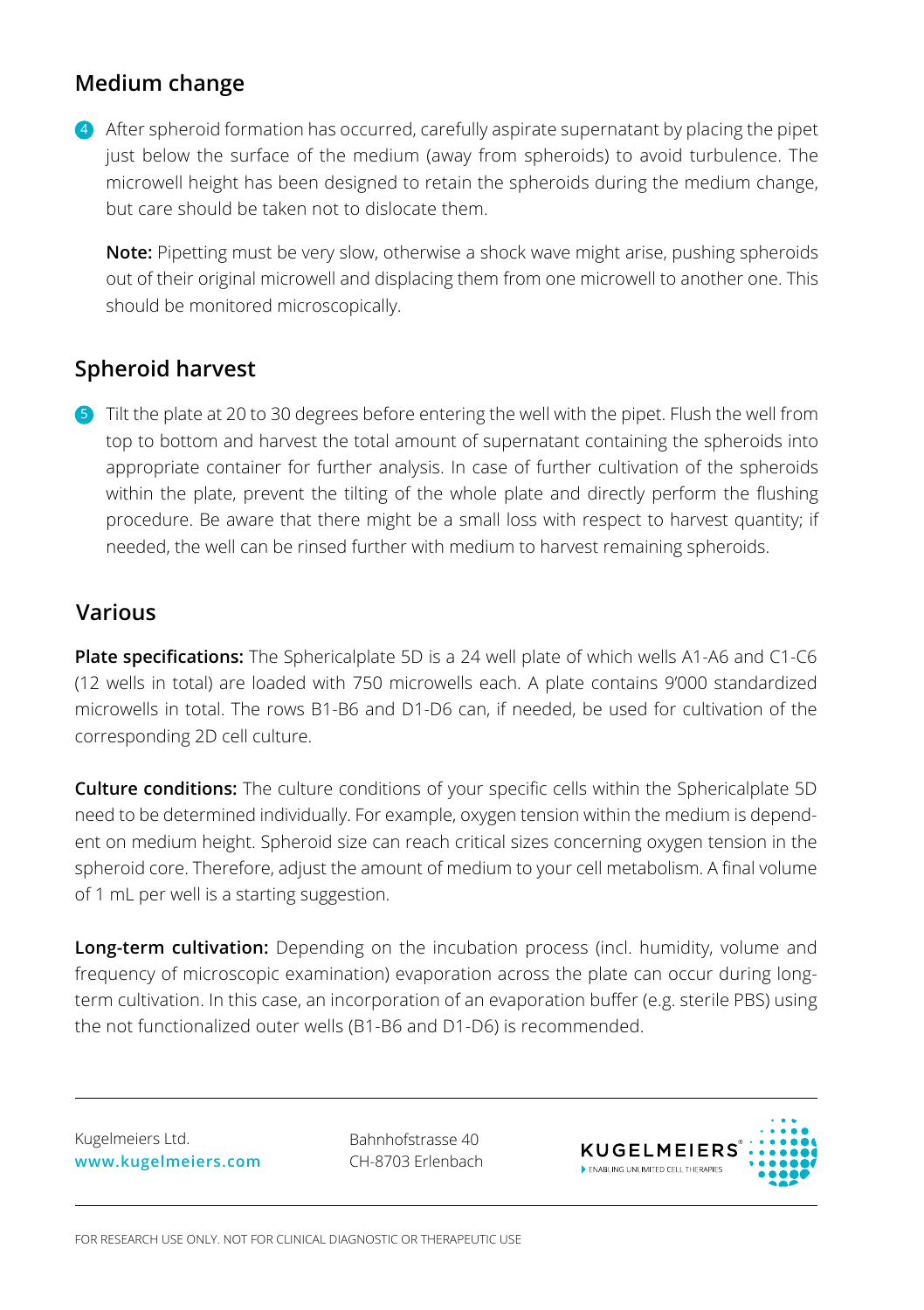## Medium change

4. After spheroid formation has occurred, carefully aspirate supernatant by placing the pipet just below the surface of the medium (away from spheroids) to avoid turbulence. The microwell height has been designed to retain the spheroids during the medium change, but care should be taken not to dislocate them.

   **Note:** Pipetting must be very slow, otherwise a shock wave might arise, pushing spheroids out of their original microwell and displacing them from one microwell to another one. This should be monitored microscopically.

## Spheroid harvest

5. Tilt the plate at 20 to 30 degrees before entering the well with the pipet. Flush the well from top to bottom and harvest the total amount of supernatant containing the spheroids into appropriate container for further analysis. In case of further cultivation of the spheroids within the plate, prevent the tilting of the whole plate and directly perform the flushing procedure. Be aware that there might be a small loss with respect to harvest quantity; if needed, the well can be rinsed further with medium to harvest remaining spheroids.

## Various

**Plate specifications:** The Sphericalplate 5D is a 24 well plate of which wells A1-A6 and C1-C6 (12 wells in total) are loaded with 750 microwells each. A plate contains 9'000 standardized microwells in total. The rows B1-B6 and D1-D6 can, if needed, be used for cultivation of the corresponding 2D cell culture.

**Culture conditions:** The culture conditions of your specific cells within the Sphericalplate 5D need to be determined individually. For example, oxygen tension within the medium is dependent on medium height. Spheroid size can reach critical sizes concerning oxygen tension in the spheroid core. Therefore, adjust the amount of medium to your cell metabolism. A final volume of 1 mL per well is a starting suggestion.

**Long-term cultivation:** Depending on the incubation process (incl. humidity, volume and frequency of microscopic examination) evaporation across the plate can occur during long-term cultivation. In this case, an incorporation of an evaporation buffer (e.g. sterile PBS) using the not functionalized outer wells (B1-B6 and D1-D6) is recommended.

Kugelmeiers Ltd.
**www.kugelmeiers.com**

Bahnhofstrasse 40
CH-8703 Erlenbach

KUGELMEIERS®
ENABLING UNLIMITED CELL THERAPIES

FOR RESEARCH USE ONLY. NOT FOR CLINICAL DIAGNOSTIC OR THERAPEUTIC USE